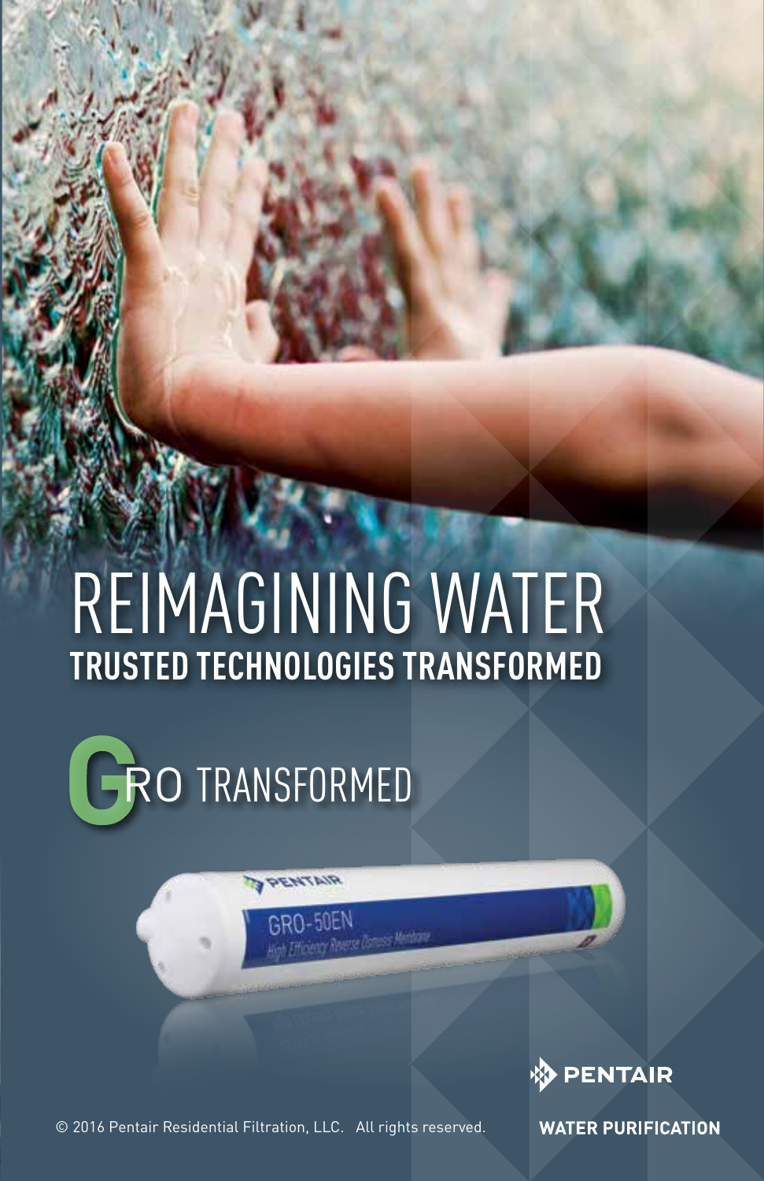# REIMAGINING WATER

## TRUSTED TECHNOLOGIES TRANSFORMED

## GRO TRANSFORMED

PENTAIR

WATER PURIFICATION

© 2016 Pentair Residential Filtration, LLC. All rights reserved.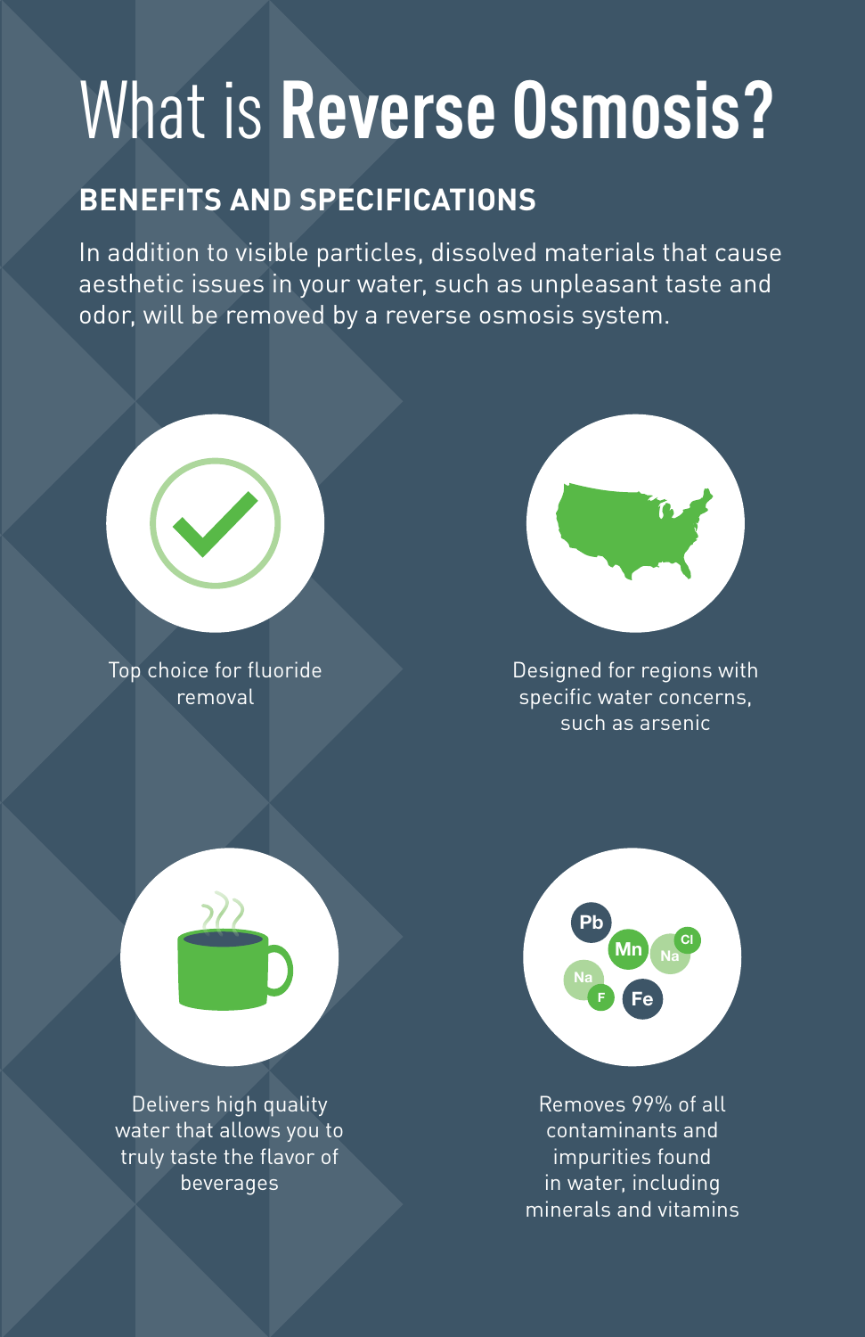# What is **Reverse Osmosis?**

## BENEFITS AND SPECIFICATIONS

In addition to visible particles, dissolved materials that cause aesthetic issues in your water, such as unpleasant taste and odor, will be removed by a reverse osmosis system.

Top choice for fluoride removal

Designed for regions with specific water concerns, such as arsenic

Delivers high quality water that allows you to truly taste the flavor of beverages

Removes 99% of all contaminants and impurities found in water, including minerals and vitamins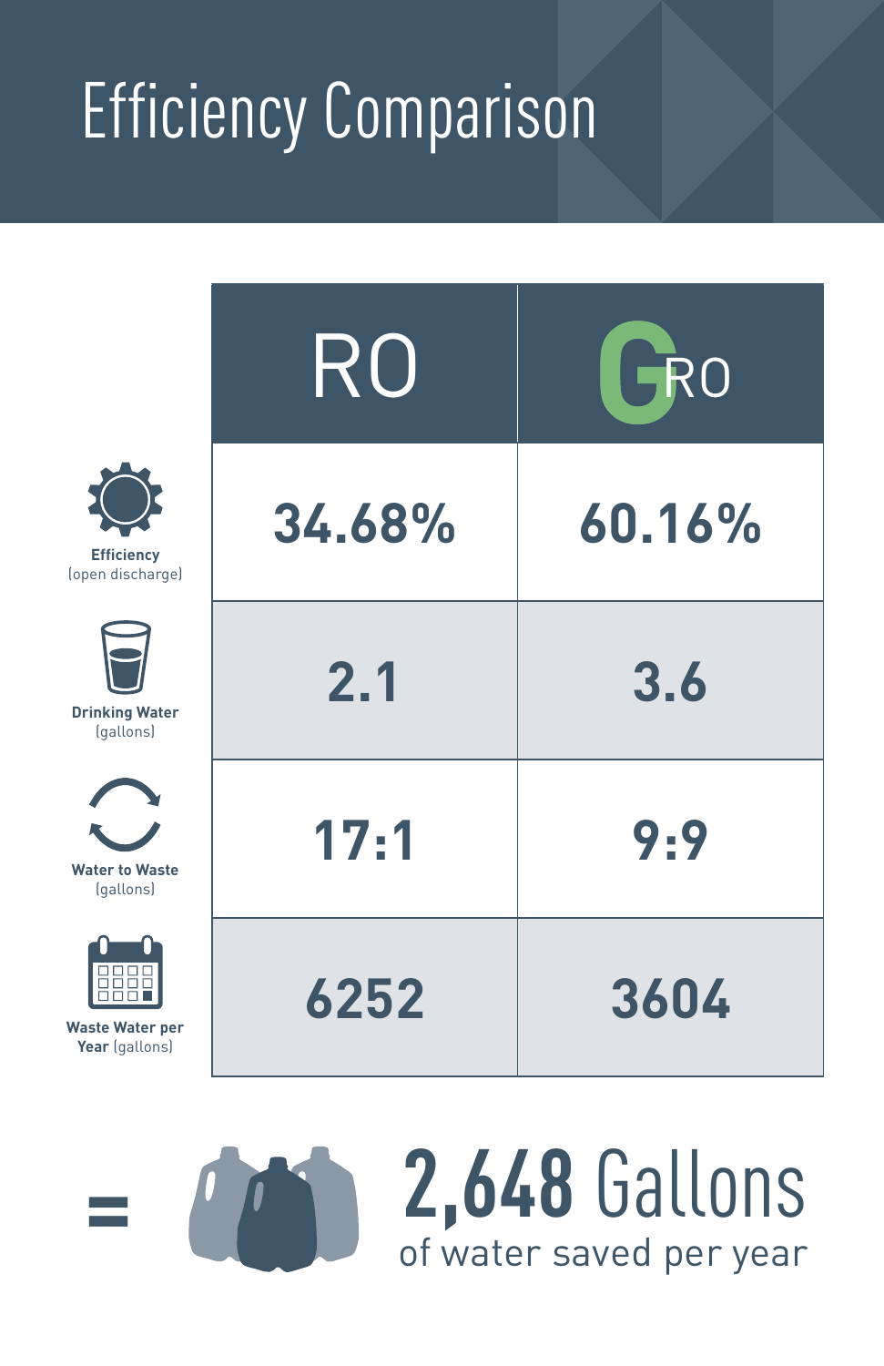# Efficiency Comparison

| | RO | GRO |
|---|---|---|
| **Efficiency** (open discharge) | 34.68% | 60.16% |
| **Drinking Water** (gallons) | 2.1 | 3.6 |
| **Water to Waste** (gallons) | 17:1 | 9:9 |
| **Waste Water per Year** (gallons) | 6252 | 3604 |

= **2,648** Gallons of water saved per year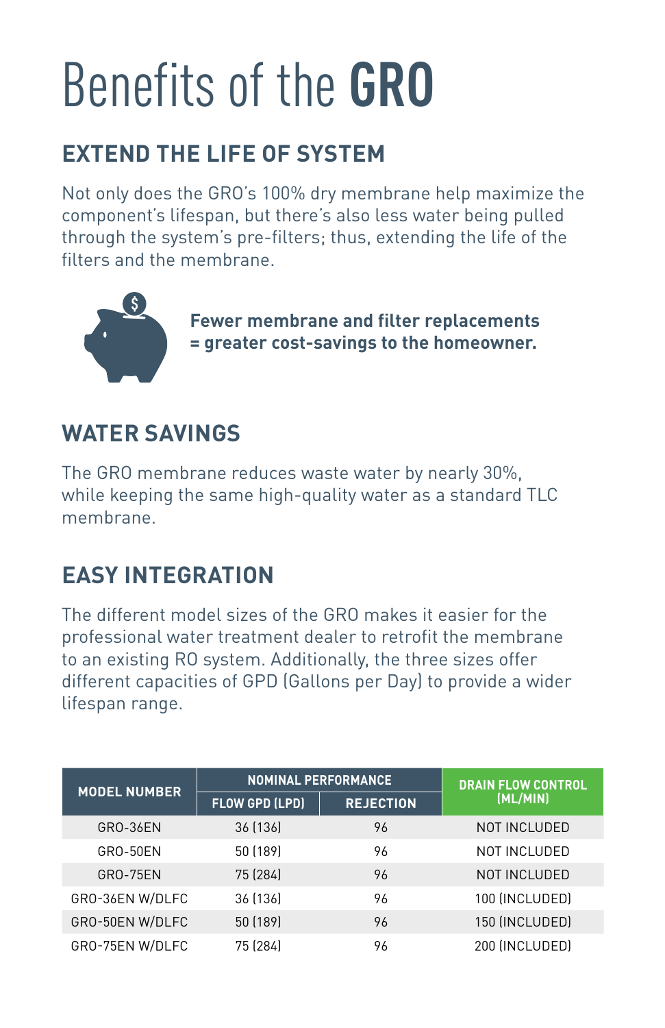# Benefits of the **GRO**

## EXTEND THE LIFE OF SYSTEM

Not only does the GRO's 100% dry membrane help maximize the component's lifespan, but there's also less water being pulled through the system's pre-filters; thus, extending the life of the filters and the membrane.

**Fewer membrane and filter replacements = greater cost-savings to the homeowner.**

## WATER SAVINGS

The GRO membrane reduces waste water by nearly 30%, while keeping the same high-quality water as a standard TLC membrane.

## EASY INTEGRATION

The different model sizes of the GRO makes it easier for the professional water treatment dealer to retrofit the membrane to an existing RO system. Additionally, the three sizes offer different capacities of GPD (Gallons per Day) to provide a wider lifespan range.

| MODEL NUMBER | NOMINAL PERFORMANCE | | DRAIN FLOW CONTROL (ML/MIN) |
|---|---|---|---|
| | FLOW GPD (LPD) | REJECTION | |
| GRO-36EN | 36 (136) | 96 | NOT INCLUDED |
| GRO-50EN | 50 (189) | 96 | NOT INCLUDED |
| GRO-75EN | 75 (284) | 96 | NOT INCLUDED |
| GRO-36EN W/DLFC | 36 (136) | 96 | 100 (INCLUDED) |
| GRO-50EN W/DLFC | 50 (189) | 96 | 150 (INCLUDED) |
| GRO-75EN W/DLFC | 75 (284) | 96 | 200 (INCLUDED) |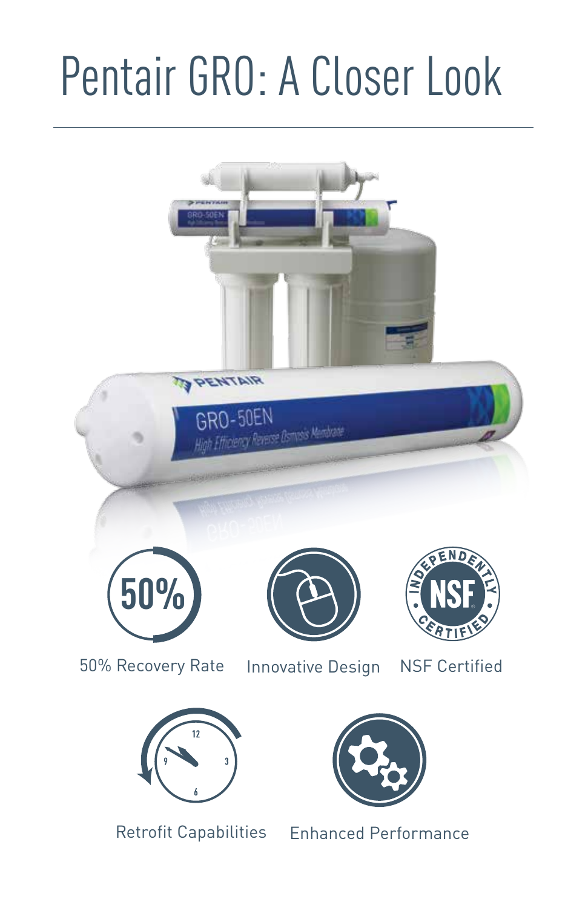# Pentair GRO: A Closer Look

50% Recovery Rate

Innovative Design

NSF Certified

Retrofit Capabilities

Enhanced Performance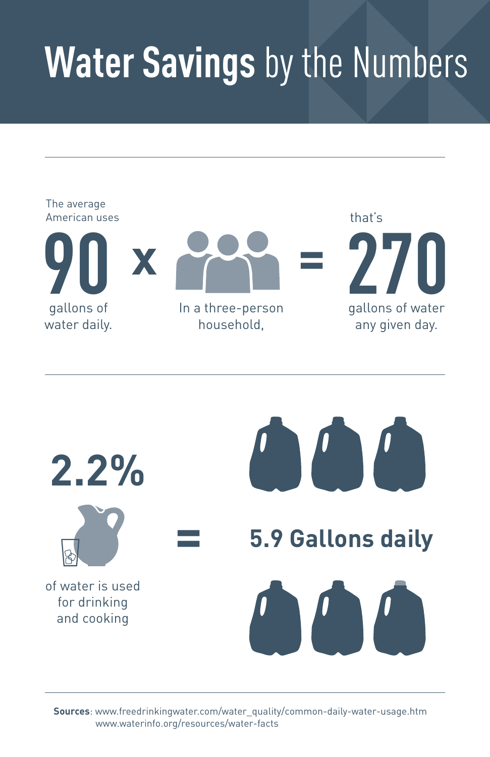# **Water Savings** by the Numbers

The average American uses

**90**

gallons of water daily.

**x**

In a three-person household,

**=**

that's

**270**

gallons of water any given day.

**2.2%**

of water is used for drinking and cooking

**=**

**5.9 Gallons daily**

**Sources**: www.freedrinkingwater.com/water_quality/common-daily-water-usage.htm
www.waterinfo.org/resources/water-facts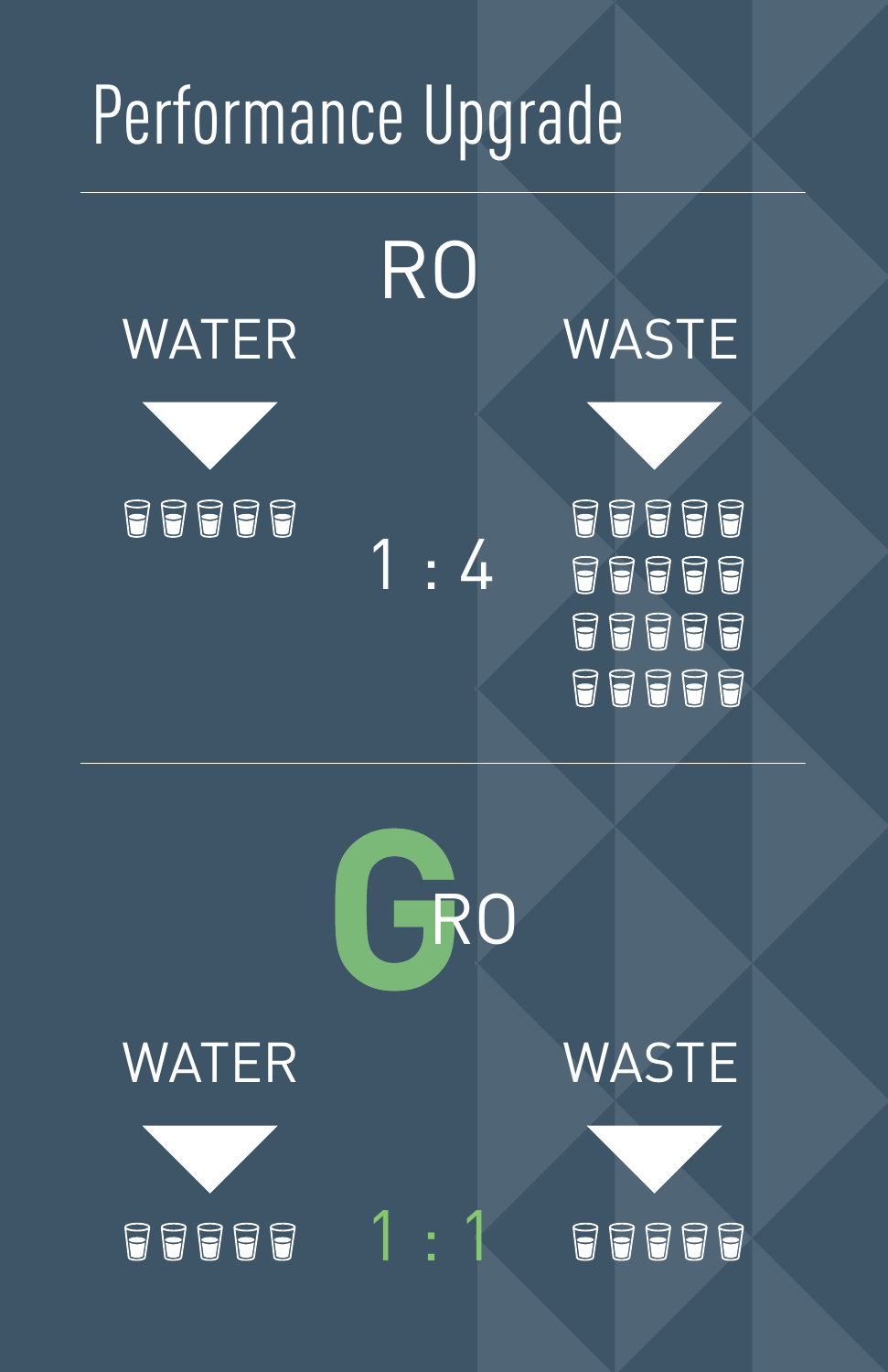# Performance Upgrade

## RO

| WATER | | WASTE |
|---|---|---|
| 5 glasses | 1 : 4 | 20 glasses |

## GRO

| WATER | | WASTE |
|---|---|---|
| 5 glasses | 1 : 1 | 5 glasses |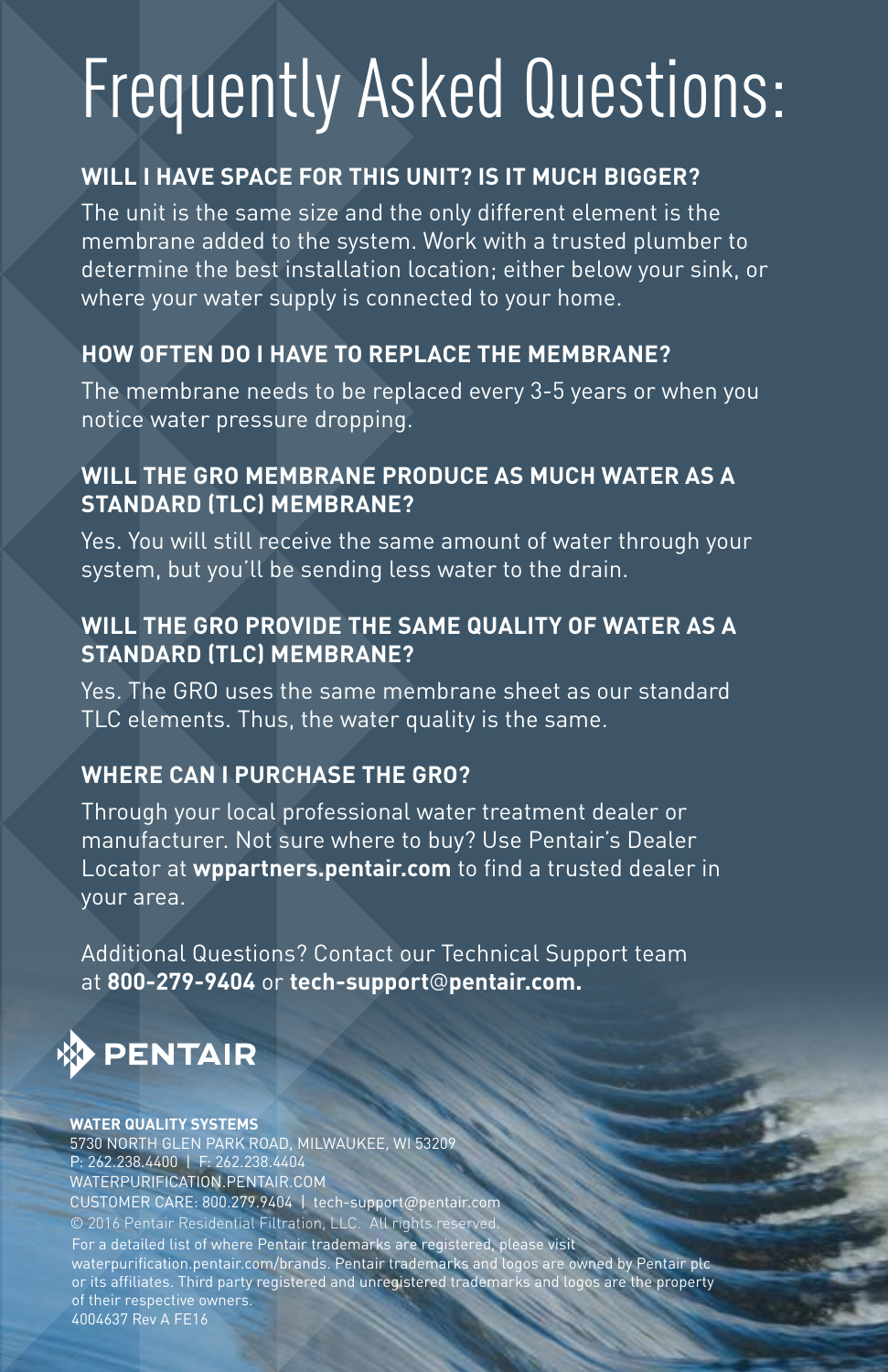# Frequently Asked Questions:

### WILL I HAVE SPACE FOR THIS UNIT? IS IT MUCH BIGGER?

The unit is the same size and the only different element is the membrane added to the system. Work with a trusted plumber to determine the best installation location; either below your sink, or where your water supply is connected to your home.

### HOW OFTEN DO I HAVE TO REPLACE THE MEMBRANE?

The membrane needs to be replaced every 3-5 years or when you notice water pressure dropping.

### WILL THE GRO MEMBRANE PRODUCE AS MUCH WATER AS A STANDARD (TLC) MEMBRANE?

Yes. You will still receive the same amount of water through your system, but you'll be sending less water to the drain.

### WILL THE GRO PROVIDE THE SAME QUALITY OF WATER AS A STANDARD (TLC) MEMBRANE?

Yes. The GRO uses the same membrane sheet as our standard TLC elements. Thus, the water quality is the same.

### WHERE CAN I PURCHASE THE GRO?

Through your local professional water treatment dealer or manufacturer. Not sure where to buy? Use Pentair's Dealer Locator at **wppartners.pentair.com** to find a trusted dealer in your area.

Additional Questions? Contact our Technical Support team at **800-279-9404** or **tech-support@pentair.com.**

PENTAIR

**WATER QUALITY SYSTEMS**
5730 NORTH GLEN PARK ROAD, MILWAUKEE, WI 53209
P: 262.238.4400 | F: 262.238.4404
WATERPURIFICATION.PENTAIR.COM
CUSTOMER CARE: 800.279.9404 | tech-support@pentair.com
© 2016 Pentair Residential Filtration, LLC. All rights reserved.
For a detailed list of where Pentair trademarks are registered, please visit waterpurification.pentair.com/brands. Pentair trademarks and logos are owned by Pentair plc or its affiliates. Third party registered and unregistered trademarks and logos are the property of their respective owners.
4004637 Rev A FE16